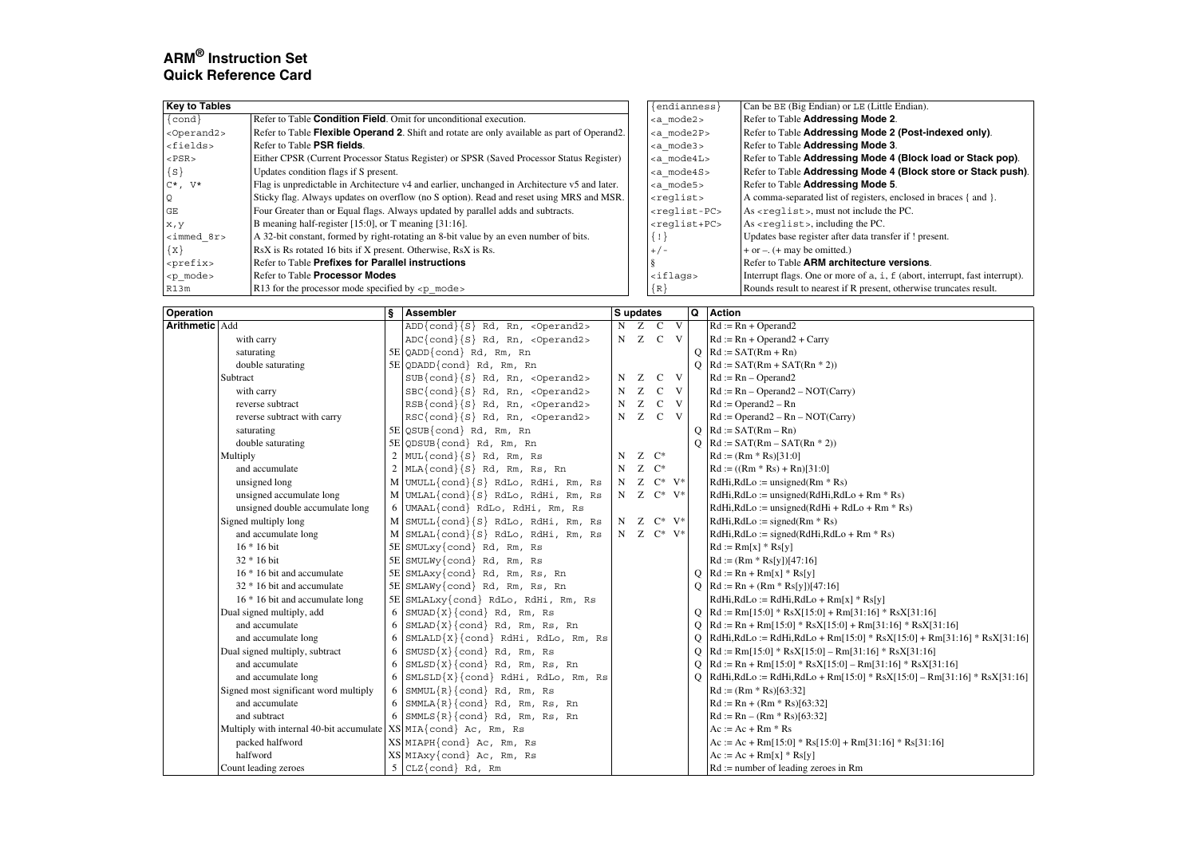# ARM® Instruction Set
## Quick Reference Card

| Key to Tables | |
|---|---|
| {cond} | Refer to Table **Condition Field**. Omit for unconditional execution. |
| <Operand2> | Refer to Table **Flexible Operand 2**. Shift and rotate are only available as part of Operand2. |
| <fields> | Refer to Table **PSR fields**. |
| <PSR> | Either CPSR (Current Processor Status Register) or SPSR (Saved Processor Status Register) |
| {S} | Updates condition flags if S present. |
| C*, V* | Flag is unpredictable in Architecture v4 and earlier, unchanged in Architecture v5 and later. |
| Q | Sticky flag. Always updates on overflow (no S option). Read and reset using MRS and MSR. |
| GE | Four Greater than or Equal flags. Always updated by parallel adds and subtracts. |
| x,y | B meaning half-register [15:0], or T meaning [31:16]. |
| <immed_8r> | A 32-bit constant, formed by right-rotating an 8-bit value by an even number of bits. |
| {X} | RsX is Rs rotated 16 bits if X present. Otherwise, RsX is Rs. |
| <prefix> | Refer to Table **Prefixes for Parallel instructions** |
| <p_mode> | Refer to Table **Processor Modes** |
| R13m | R13 for the processor mode specified by <p_mode> |

| | |
|---|---|
| {endianness} | Can be BE (Big Endian) or LE (Little Endian). |
| <a_mode2> | Refer to Table **Addressing Mode 2**. |
| <a_mode2P> | Refer to Table **Addressing Mode 2 (Post-indexed only)**. |
| <a_mode3> | Refer to Table **Addressing Mode 3**. |
| <a_mode4L> | Refer to Table **Addressing Mode 4 (Block load or Stack pop)**. |
| <a_mode4S> | Refer to Table **Addressing Mode 4 (Block store or Stack push)**. |
| <a_mode5> | Refer to Table **Addressing Mode 5**. |
| <reglist> | A comma-separated list of registers, enclosed in braces { and }. |
| <reglist-PC> | As <reglist>, must not include the PC. |
| <reglist+PC> | As <reglist>, including the PC. |
| {!} | Updates base register after data transfer if ! present. |
| +/- | + or –. (+ may be omitted.) |
| § | Refer to Table **ARM architecture versions**. |
| <iflags> | Interrupt flags. One or more of a, i, f (abort, interrupt, fast interrupt). |
| {R} | Rounds result to nearest if R present, otherwise truncates result. |

| Operation | | § | Assembler | S updates | Q | Action |
|---|---|---|---|---|---|---|
| **Arithmetic** | Add | | ADD{cond}{S} Rd, Rn, <Operand2> | N Z C V | | Rd := Rn + Operand2 |
| | with carry | | ADC{cond}{S} Rd, Rn, <Operand2> | N Z C V | | Rd := Rn + Operand2 + Carry |
| | saturating | 5E | QADD{cond} Rd, Rm, Rn | | Q | Rd := SAT(Rm + Rn) |
| | double saturating | 5E | QDADD{cond} Rd, Rm, Rn | | Q | Rd := SAT(Rm + SAT(Rn * 2)) |
| | Subtract | | SUB{cond}{S} Rd, Rn, <Operand2> | N Z C V | | Rd := Rn – Operand2 |
| | with carry | | SBC{cond}{S} Rd, Rn, <Operand2> | N Z C V | | Rd := Rn – Operand2 – NOT(Carry) |
| | reverse subtract | | RSB{cond}{S} Rd, Rn, <Operand2> | N Z C V | | Rd := Operand2 – Rn |
| | reverse subtract with carry | | RSC{cond}{S} Rd, Rn, <Operand2> | N Z C V | | Rd := Operand2 – Rn – NOT(Carry) |
| | saturating | 5E | QSUB{cond} Rd, Rm, Rn | | Q | Rd := SAT(Rm – Rn) |
| | double saturating | 5E | QDSUB{cond} Rd, Rm, Rn | | Q | Rd := SAT(Rm – SAT(Rn * 2)) |
| | Multiply | 2 | MUL{cond}{S} Rd, Rm, Rs | N Z C* | | Rd := (Rm * Rs)[31:0] |
| | and accumulate | 2 | MLA{cond}{S} Rd, Rm, Rs, Rn | N Z C* | | Rd := ((Rm * Rs) + Rn)[31:0] |
| | unsigned long | M | UMULL{cond}{S} RdLo, RdHi, Rm, Rs | N Z C* V* | | RdHi,RdLo := unsigned(Rm * Rs) |
| | unsigned accumulate long | M | UMLAL{cond}{S} RdLo, RdHi, Rm, Rs | N Z C* V* | | RdHi,RdLo := unsigned(RdHi,RdLo + Rm * Rs) |
| | unsigned double accumulate long | 6 | UMAAL{cond} RdLo, RdHi, Rm, Rs | | | RdHi,RdLo := unsigned(RdHi + RdLo + Rm * Rs) |
| | Signed multiply long | M | SMULL{cond}{S} RdLo, RdHi, Rm, Rs | N Z C* V* | | RdHi,RdLo := signed(Rm * Rs) |
| | and accumulate long | M | SMLAL{cond}{S} RdLo, RdHi, Rm, Rs | N Z C* V* | | RdHi,RdLo := signed(RdHi,RdLo + Rm * Rs) |
| | 16 * 16 bit | 5E | SMULxy{cond} Rd, Rm, Rs | | | Rd := Rm[x] * Rs[y] |
| | 32 * 16 bit | 5E | SMULWy{cond} Rd, Rm, Rs | | | Rd := (Rm * Rs[y])[47:16] |
| | 16 * 16 bit and accumulate | 5E | SMLAxy{cond} Rd, Rm, Rs, Rn | | Q | Rd := Rn + Rm[x] * Rs[y] |
| | 32 * 16 bit and accumulate | 5E | SMLAWy{cond} Rd, Rm, Rs, Rn | | Q | Rd := Rn + (Rm * Rs[y])[47:16] |
| | 16 * 16 bit and accumulate long | 5E | SMLALxy{cond} RdLo, RdHi, Rm, Rs | | | RdHi,RdLo := RdHi,RdLo + Rm[x] * Rs[y] |
| | Dual signed multiply, add | 6 | SMUAD{X}{cond} Rd, Rm, Rs | | Q | Rd := Rm[15:0] * RsX[15:0] + Rm[31:16] * RsX[31:16] |
| | and accumulate | 6 | SMLAD{X}{cond} Rd, Rm, Rs, Rn | | Q | Rd := Rn + Rm[15:0] * RsX[15:0] + Rm[31:16] * RsX[31:16] |
| | and accumulate long | 6 | SMLALD{X}{cond} RdHi, RdLo, Rm, Rs | | Q | RdHi,RdLo := RdHi,RdLo + Rm[15:0] * RsX[15:0] + Rm[31:16] * RsX[31:16] |
| | Dual signed multiply, subtract | 6 | SMUSD{X}{cond} Rd, Rm, Rs | | Q | Rd := Rm[15:0] * RsX[15:0] – Rm[31:16] * RsX[31:16] |
| | and accumulate | 6 | SMLSD{X}{cond} Rd, Rm, Rs, Rn | | Q | Rd := Rn + Rm[15:0] * RsX[15:0] – Rm[31:16] * RsX[31:16] |
| | and accumulate long | 6 | SMLSLD{X}{cond} RdHi, RdLo, Rm, Rs | | Q | RdHi,RdLo := RdHi,RdLo + Rm[15:0] * RsX[15:0] – Rm[31:16] * RsX[31:16] |
| | Signed most significant word multiply | 6 | SMMUL{R}{cond} Rd, Rm, Rs | | | Rd := (Rm * Rs)[63:32] |
| | and accumulate | 6 | SMMLA{R}{cond} Rd, Rm, Rs, Rn | | | Rd := Rn + (Rm * Rs)[63:32] |
| | and subtract | 6 | SMMLS{R}{cond} Rd, Rm, Rs, Rn | | | Rd := Rn – (Rm * Rs)[63:32] |
| | Multiply with internal 40-bit accumulate | XS | MIA{cond} Ac, Rm, Rs | | | Ac := Ac + Rm * Rs |
| | packed halfword | XS | MIAPH{cond} Ac, Rm, Rs | | | Ac := Ac + Rm[15:0] * Rs[15:0] + Rm[31:16] * Rs[31:16] |
| | halfword | XS | MIAxy{cond} Ac, Rm, Rs | | | Ac := Ac + Rm[x] * Rs[y] |
| | Count leading zeroes | 5 | CLZ{cond} Rd, Rm | | | Rd := number of leading zeroes in Rm |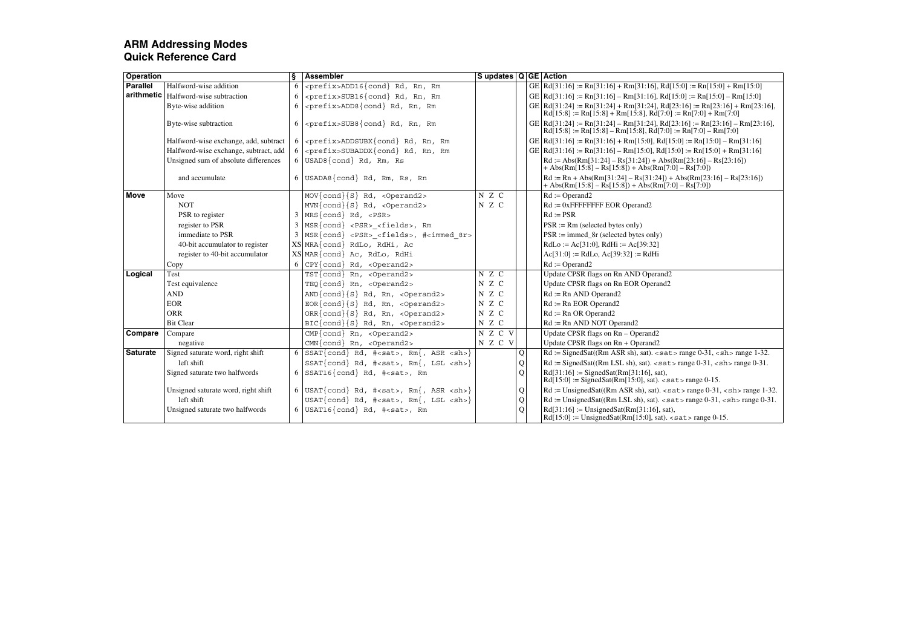# ARM Addressing Modes
## Quick Reference Card

| Operation | | § | Assembler | S updates | Q | GE | Action |
|---|---|---|---|---|---|---|---|
| **Parallel arithmetic** | Halfword-wise addition | 6 | `<prefix>ADD16{cond} Rd, Rn, Rm` | | | GE | Rd[31:16] := Rn[31:16] + Rm[31:16], Rd[15:0] := Rn[15:0] + Rm[15:0] |
| | Halfword-wise subtraction | 6 | `<prefix>SUB16{cond} Rd, Rn, Rm` | | | GE | Rd[31:16] := Rn[31:16] – Rm[31:16], Rd[15:0] := Rn[15:0] – Rm[15:0] |
| | Byte-wise addition | 6 | `<prefix>ADD8{cond} Rd, Rn, Rm` | | | GE | Rd[31:24] := Rn[31:24] + Rm[31:24], Rd[23:16] := Rn[23:16] + Rm[23:16], Rd[15:8] := Rn[15:8] + Rm[15:8], Rd[7:0] := Rn[7:0] + Rm[7:0] |
| | Byte-wise subtraction | 6 | `<prefix>SUB8{cond} Rd, Rn, Rm` | | | GE | Rd[31:24] := Rn[31:24] – Rm[31:24], Rd[23:16] := Rn[23:16] – Rm[23:16], Rd[15:8] := Rn[15:8] – Rm[15:8], Rd[7:0] := Rn[7:0] – Rm[7:0] |
| | Halfword-wise exchange, add, subtract | 6 | `<prefix>ADDSUBX{cond} Rd, Rn, Rm` | | | GE | Rd[31:16] := Rn[31:16] + Rm[15:0], Rd[15:0] := Rn[15:0] – Rm[31:16] |
| | Halfword-wise exchange, subtract, add | 6 | `<prefix>SUBADDX{cond} Rd, Rn, Rm` | | | GE | Rd[31:16] := Rn[31:16] – Rm[15:0], Rd[15:0] := Rn[15:0] + Rm[31:16] |
| | Unsigned sum of absolute differences | 6 | `USAD8{cond} Rd, Rm, Rs` | | | | Rd := Abs(Rm[31:24] – Rs[31:24]) + Abs(Rm[23:16] – Rs[23:16]) + Abs(Rm[15:8] – Rs[15:8]) + Abs(Rm[7:0] – Rs[7:0]) |
| | and accumulate | 6 | `USADA8{cond} Rd, Rm, Rs, Rn` | | | | Rd := Rn + Abs(Rm[31:24] – Rs[31:24]) + Abs(Rm[23:16] – Rs[23:16]) + Abs(Rm[15:8] – Rs[15:8]) + Abs(Rm[7:0] – Rs[7:0]) |
| **Move** | Move | | `MOV{cond}{S} Rd, <Operand2>` | N Z C | | | Rd := Operand2 |
| | NOT | | `MVN{cond}{S} Rd, <Operand2>` | N Z C | | | Rd := 0xFFFFFFFF EOR Operand2 |
| | PSR to register | 3 | `MRS{cond} Rd, <PSR>` | | | | Rd := PSR |
| | register to PSR | 3 | `MSR{cond} <PSR>_<fields>, Rm` | | | | PSR := Rm (selected bytes only) |
| | immediate to PSR | 3 | `MSR{cond} <PSR>_<fields>, #<immed_8r>` | | | | PSR := immed_8r (selected bytes only) |
| | 40-bit accumulator to register | XS | `MRA{cond} RdLo, RdHi, Ac` | | | | RdLo := Ac[31:0], RdHi := Ac[39:32] |
| | register to 40-bit accumulator | XS | `MAR{cond} Ac, RdLo, RdHi` | | | | Ac[31:0] := RdLo, Ac[39:32] := RdHi |
| | Copy | 6 | `CPY{cond} Rd, <Operand2>` | | | | Rd := Operand2 |
| **Logical** | Test | | `TST{cond} Rn, <Operand2>` | N Z C | | | Update CPSR flags on Rn AND Operand2 |
| | Test equivalence | | `TEQ{cond} Rn, <Operand2>` | N Z C | | | Update CPSR flags on Rn EOR Operand2 |
| | AND | | `AND{cond}{S} Rd, Rn, <Operand2>` | N Z C | | | Rd := Rn AND Operand2 |
| | EOR | | `EOR{cond}{S} Rd, Rn, <Operand2>` | N Z C | | | Rd := Rn EOR Operand2 |
| | ORR | | `ORR{cond}{S} Rd, Rn, <Operand2>` | N Z C | | | Rd := Rn OR Operand2 |
| | Bit Clear | | `BIC{cond}{S} Rd, Rn, <Operand2>` | N Z C | | | Rd := Rn AND NOT Operand2 |
| **Compare** | Compare | | `CMP{cond} Rn, <Operand2>` | N Z C V | | | Update CPSR flags on Rn – Operand2 |
| | negative | | `CMN{cond} Rn, <Operand2>` | N Z C V | | | Update CPSR flags on Rn + Operand2 |
| **Saturate** | Signed saturate word, right shift | 6 | `SSAT{cond} Rd, #<sat>, Rm{, ASR <sh>}` | | Q | | Rd := SignedSat((Rm ASR sh), sat). `<sat>` range 0-31, `<sh>` range 1-32. |
| | left shift | | `SSAT{cond} Rd, #<sat>, Rm{, LSL <sh>}` | | Q | | Rd := SignedSat((Rm LSL sh), sat). `<sat>` range 0-31, `<sh>` range 0-31. |
| | Signed saturate two halfwords | 6 | `SSAT16{cond} Rd, #<sat>, Rm` | | Q | | Rd[31:16] := SignedSat(Rm[31:16], sat), Rd[15:0] := SignedSat(Rm[15:0], sat). `<sat>` range 0-15. |
| | Unsigned saturate word, right shift | 6 | `USAT{cond} Rd, #<sat>, Rm{, ASR <sh>}` | | Q | | Rd := UnsignedSat((Rm ASR sh), sat). `<sat>` range 0-31, `<sh>` range 1-32. |
| | left shift | | `USAT{cond} Rd, #<sat>, Rm{, LSL <sh>}` | | Q | | Rd := UnsignedSat((Rm LSL sh), sat). `<sat>` range 0-31, `<sh>` range 0-31. |
| | Unsigned saturate two halfwords | 6 | `USAT16{cond} Rd, #<sat>, Rm` | | Q | | Rd[31:16] := UnsignedSat(Rm[31:16], sat), Rd[15:0] := UnsignedSat(Rm[15:0], sat). `<sat>` range 0-15. |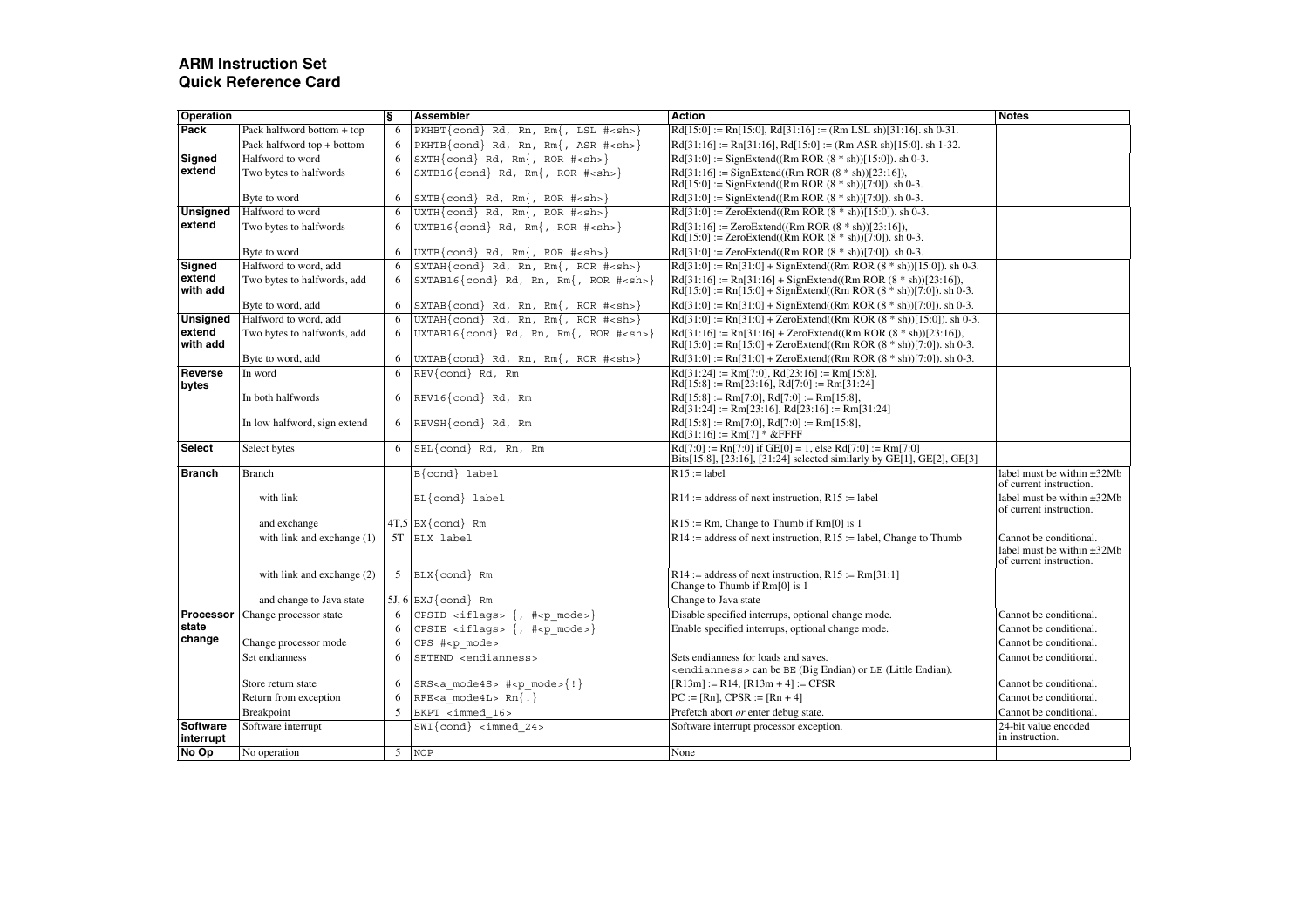# ARM Instruction Set
## Quick Reference Card

| Operation | | § | Assembler | Action | Notes |
|---|---|---|---|---|---|
| **Pack** | Pack halfword bottom + top | 6 | `PKHBT{cond} Rd, Rn, Rm{, LSL #<sh>}` | Rd[15:0] := Rn[15:0], Rd[31:16] := (Rm LSL sh)[31:16]. sh 0-31. | |
| | Pack halfword top + bottom | 6 | `PKHTB{cond} Rd, Rn, Rm{, ASR #<sh>}` | Rd[31:16] := Rn[31:16], Rd[15:0] := (Rm ASR sh)[15:0]. sh 1-32. | |
| **Signed extend** | Halfword to word | 6 | `SXTH{cond} Rd, Rm{, ROR #<sh>}` | Rd[31:0] := SignExtend((Rm ROR (8 * sh))[15:0]). sh 0-3. | |
| | Two bytes to halfwords | 6 | `SXTB16{cond} Rd, Rm{, ROR #<sh>}` | Rd[31:16] := SignExtend((Rm ROR (8 * sh))[23:16]), Rd[15:0] := SignExtend((Rm ROR (8 * sh))[7:0]). sh 0-3. | |
| | Byte to word | 6 | `SXTB{cond} Rd, Rm{, ROR #<sh>}` | Rd[31:0] := SignExtend((Rm ROR (8 * sh))[7:0]). sh 0-3. | |
| **Unsigned extend** | Halfword to word | 6 | `UXTH{cond} Rd, Rm{, ROR #<sh>}` | Rd[31:0] := ZeroExtend((Rm ROR (8 * sh))[15:0]). sh 0-3. | |
| | Two bytes to halfwords | 6 | `UXTB16{cond} Rd, Rm{, ROR #<sh>}` | Rd[31:16] := ZeroExtend((Rm ROR (8 * sh))[23:16]), Rd[15:0] := ZeroExtend((Rm ROR (8 * sh))[7:0]). sh 0-3. | |
| | Byte to word | 6 | `UXTB{cond} Rd, Rm{, ROR #<sh>}` | Rd[31:0] := ZeroExtend((Rm ROR (8 * sh))[7:0]). sh 0-3. | |
| **Signed extend with add** | Halfword to word, add | 6 | `SXTAH{cond} Rd, Rn, Rm{, ROR #<sh>}` | Rd[31:0] := Rn[31:0] + SignExtend((Rm ROR (8 * sh))[15:0]). sh 0-3. | |
| | Two bytes to halfwords, add | 6 | `SXTAB16{cond} Rd, Rn, Rm{, ROR #<sh>}` | Rd[31:16] := Rn[31:16] + SignExtend((Rm ROR (8 * sh))[23:16]), Rd[15:0] := Rn[15:0] + SignExtend((Rm ROR (8 * sh))[7:0]). sh 0-3. | |
| | Byte to word, add | 6 | `SXTAB{cond} Rd, Rn, Rm{, ROR #<sh>}` | Rd[31:0] := Rn[31:0] + SignExtend((Rm ROR (8 * sh))[7:0]). sh 0-3. | |
| **Unsigned extend with add** | Halfword to word, add | 6 | `UXTAH{cond} Rd, Rn, Rm{, ROR #<sh>}` | Rd[31:0] := Rn[31:0] + ZeroExtend((Rm ROR (8 * sh))[15:0]). sh 0-3. | |
| | Two bytes to halfwords, add | 6 | `UXTAB16{cond} Rd, Rn, Rm{, ROR #<sh>}` | Rd[31:16] := Rn[31:16] + ZeroExtend((Rm ROR (8 * sh))[23:16]), Rd[15:0] := Rn[15:0] + ZeroExtend((Rm ROR (8 * sh))[7:0]). sh 0-3. | |
| | Byte to word, add | 6 | `UXTAB{cond} Rd, Rn, Rm{, ROR #<sh>}` | Rd[31:0] := Rn[31:0] + ZeroExtend((Rm ROR (8 * sh))[7:0]). sh 0-3. | |
| **Reverse bytes** | In word | 6 | `REV{cond} Rd, Rm` | Rd[31:24] := Rm[7:0], Rd[23:16] := Rm[15:8], Rd[15:8] := Rm[23:16], Rd[7:0] := Rm[31:24] | |
| | In both halfwords | 6 | `REV16{cond} Rd, Rm` | Rd[15:8] := Rm[7:0], Rd[7:0] := Rm[15:8], Rd[31:24] := Rm[23:16], Rd[23:16] := Rm[31:24] | |
| | In low halfword, sign extend | 6 | `REVSH{cond} Rd, Rm` | Rd[15:8] := Rm[7:0], Rd[7:0] := Rm[15:8], Rd[31:16] := Rm[7] * &FFFF | |
| **Select** | Select bytes | 6 | `SEL{cond} Rd, Rn, Rm` | Rd[7:0] := Rn[7:0] if GE[0] = 1, else Rd[7:0] := Rm[7:0] Bits[15:8], [23:16], [31:24] selected similarly by GE[1], GE[2], GE[3] | |
| **Branch** | Branch | | `B{cond} label` | R15 := label | label must be within ±32Mb of current instruction. |
| | with link | | `BL{cond} label` | R14 := address of next instruction, R15 := label | label must be within ±32Mb of current instruction. |
| | and exchange | 4T,5 | `BX{cond} Rm` | R15 := Rm, Change to Thumb if Rm[0] is 1 | |
| | with link and exchange (1) | 5T | `BLX label` | R14 := address of next instruction, R15 := label, Change to Thumb | Cannot be conditional. label must be within ±32Mb of current instruction. |
| | with link and exchange (2) | 5 | `BLX{cond} Rm` | R14 := address of next instruction, R15 := Rm[31:1] Change to Thumb if Rm[0] is 1 | |
| | and change to Java state | 5J, 6 | `BXJ{cond} Rm` | Change to Java state | |
| **Processor state change** | Change processor state | 6 | `CPSID <iflags> {, #<p_mode>}` | Disable specified interrupts, optional change mode. | Cannot be conditional. |
| | | 6 | `CPSIE <iflags> {, #<p_mode>}` | Enable specified interrupts, optional change mode. | Cannot be conditional. |
| | Change processor mode | 6 | `CPS #<p_mode>` | | Cannot be conditional. |
| | Set endianness | 6 | `SETEND <endianness>` | Sets endianness for loads and saves. `<endianness>` can be `BE` (Big Endian) or `LE` (Little Endian). | Cannot be conditional. |
| | Store return state | 6 | `SRS<a_mode4S> #<p_mode>{!}` | [R13m] := R14, [R13m + 4] := CPSR | Cannot be conditional. |
| | Return from exception | 6 | `RFE<a_mode4L> Rn{!}` | PC := [Rn], CPSR := [Rn + 4] | Cannot be conditional. |
| | Breakpoint | 5 | `BKPT <immed_16>` | Prefetch abort *or* enter debug state. | Cannot be conditional. |
| **Software interrupt** | Software interrupt | | `SWI{cond} <immed_24>` | Software interrupt processor exception. | 24-bit value encoded in instruction. |
| **No Op** | No operation | 5 | `NOP` | None | |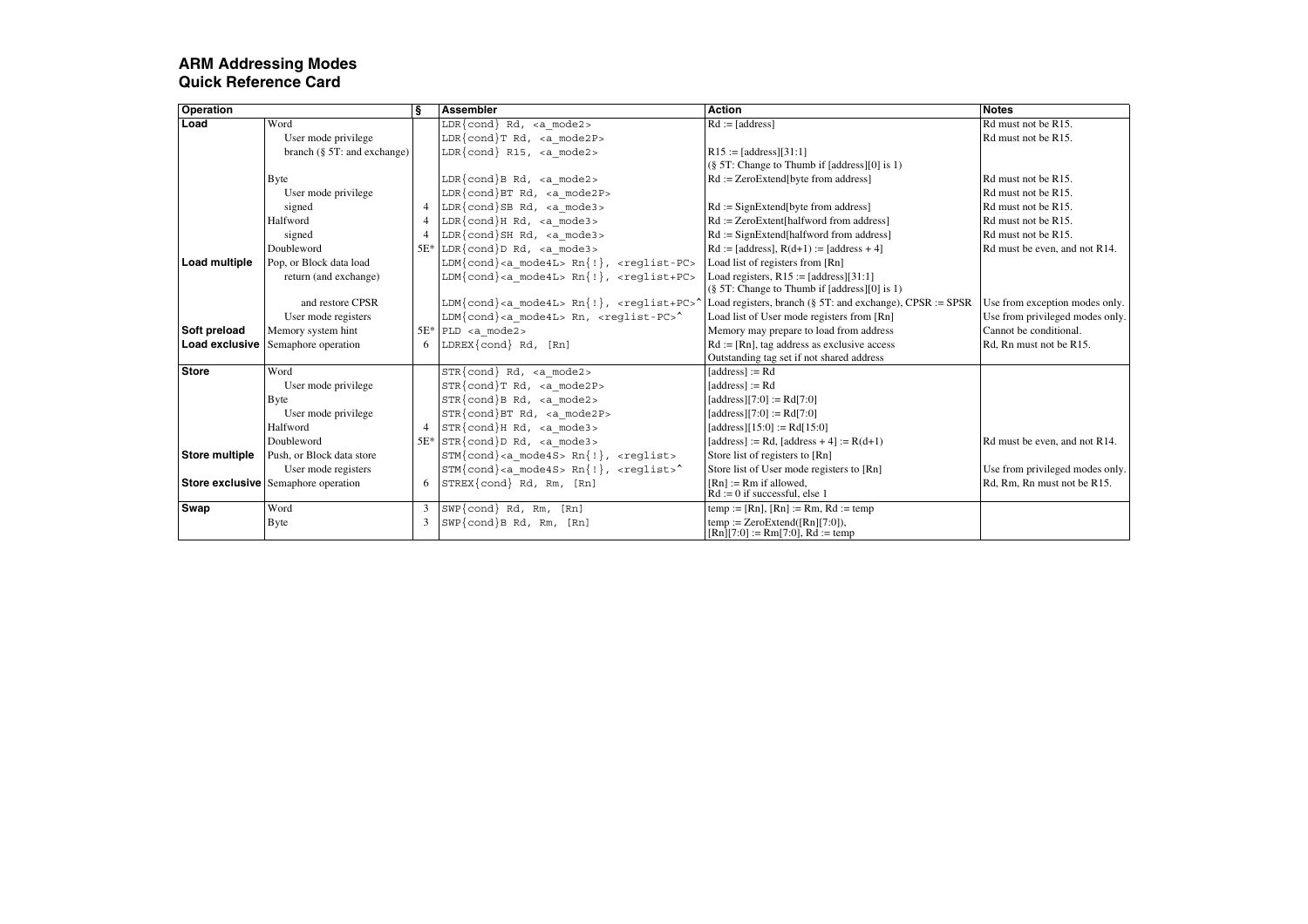# ARM Addressing Modes
## Quick Reference Card

| Operation | | § | Assembler | Action | Notes |
|---|---|---|---|---|---|
| **Load** | Word | | `LDR{cond} Rd, <a_mode2>` | Rd := [address] | Rd must not be R15. |
| | User mode privilege | | `LDR{cond}T Rd, <a_mode2P>` | | Rd must not be R15. |
| | branch (§ 5T: and exchange) | | `LDR{cond} R15, <a_mode2>` | R15 := [address][31:1] (§ 5T: Change to Thumb if [address][0] is 1) | |
| | Byte | | `LDR{cond}B Rd, <a_mode2>` | Rd := ZeroExtend[byte from address] | Rd must not be R15. |
| | User mode privilege | | `LDR{cond}BT Rd, <a_mode2P>` | | Rd must not be R15. |
| | signed | 4 | `LDR{cond}SB Rd, <a_mode3>` | Rd := SignExtend[byte from address] | Rd must not be R15. |
| | Halfword | 4 | `LDR{cond}H Rd, <a_mode3>` | Rd := ZeroExtent[halfword from address] | Rd must not be R15. |
| | signed | 4 | `LDR{cond}SH Rd, <a_mode3>` | Rd := SignExtend[halfword from address] | Rd must not be R15. |
| | Doubleword | 5E* | `LDR{cond}D Rd, <a_mode3>` | Rd := [address], R(d+1) := [address + 4] | Rd must be even, and not R14. |
| **Load multiple** | Pop, or Block data load | | `LDM{cond}<a_mode4L> Rn{!}, <reglist-PC>` | Load list of registers from [Rn] | |
| | return (and exchange) | | `LDM{cond}<a_mode4L> Rn{!}, <reglist+PC>` | Load registers, R15 := [address][31:1] (§ 5T: Change to Thumb if [address][0] is 1) | |
| | and restore CPSR | | `LDM{cond}<a_mode4L> Rn{!}, <reglist+PC>^` | Load registers, branch (§ 5T: and exchange), CPSR := SPSR | Use from exception modes only. |
| | User mode registers | | `LDM{cond}<a_mode4L> Rn, <reglist-PC>^` | Load list of User mode registers from [Rn] | Use from privileged modes only. |
| **Soft preload** | Memory system hint | 5E* | `PLD <a_mode2>` | Memory may prepare to load from address | Cannot be conditional. |
| **Load exclusive** | Semaphore operation | 6 | `LDREX{cond} Rd, [Rn]` | Rd := [Rn], tag address as exclusive access. Outstanding tag set if not shared address | Rd, Rn must not be R15. |
| **Store** | Word | | `STR{cond} Rd, <a_mode2>` | [address] := Rd | |
| | User mode privilege | | `STR{cond}T Rd, <a_mode2P>` | [address] := Rd | |
| | Byte | | `STR{cond}B Rd, <a_mode2>` | [address][7:0] := Rd[7:0] | |
| | User mode privilege | | `STR{cond}BT Rd, <a_mode2P>` | [address][7:0] := Rd[7:0] | |
| | Halfword | 4 | `STR{cond}H Rd, <a_mode3>` | [address][15:0] := Rd[15:0] | |
| | Doubleword | 5E* | `STR{cond}D Rd, <a_mode3>` | [address] := Rd, [address + 4] := R(d+1) | Rd must be even, and not R14. |
| **Store multiple** | Push, or Block data store | | `STM{cond}<a_mode4S> Rn{!}, <reglist>` | Store list of registers to [Rn] | |
| | User mode registers | | `STM{cond}<a_mode4S> Rn{!}, <reglist>^` | Store list of User mode registers to [Rn] | Use from privileged modes only. |
| **Store exclusive** | Semaphore operation | 6 | `STREX{cond} Rd, Rm, [Rn]` | [Rn] := Rm if allowed, Rd := 0 if successful, else 1 | Rd, Rm, Rn must not be R15. |
| **Swap** | Word | 3 | `SWP{cond} Rd, Rm, [Rn]` | temp := [Rn], [Rn] := Rm, Rd := temp | |
| | Byte | 3 | `SWP{cond}B Rd, Rm, [Rn]` | temp := ZeroExtend([Rn][7:0]), [Rn][7:0] := Rm[7:0], Rd := temp | |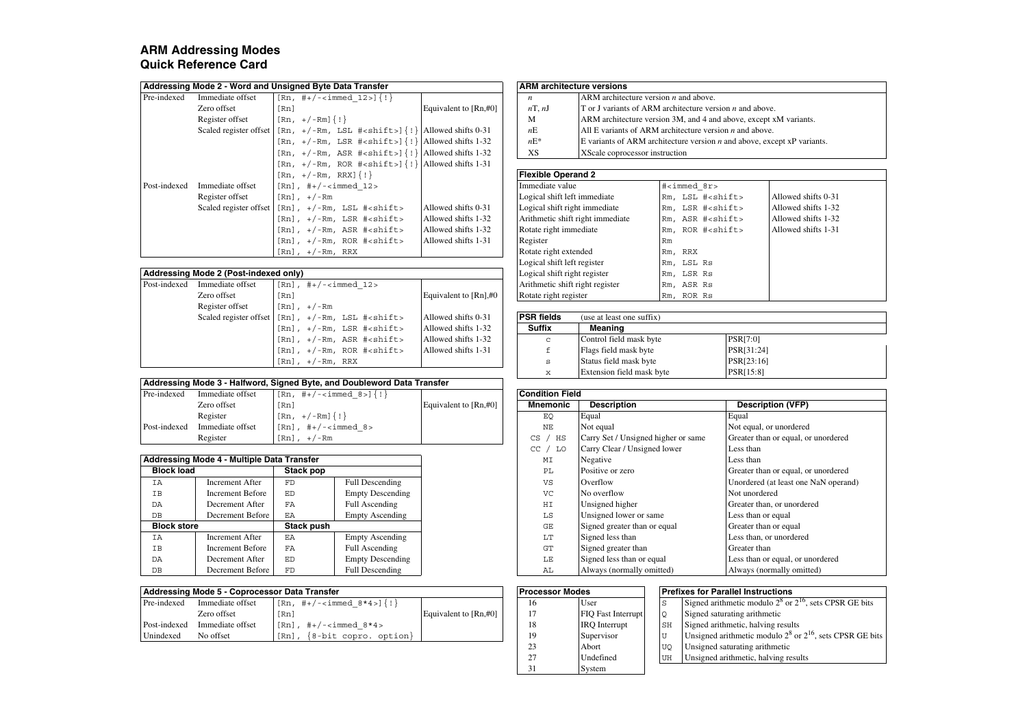# ARM Addressing Modes
## Quick Reference Card

### Addressing Mode 2 - Word and Unsigned Byte Data Transfer

| | | | |
|---|---|---|---|
| Pre-indexed | Immediate offset | [Rn, #+/-<immed_12>]{!} | |
| | Zero offset | [Rn] | Equivalent to [Rn,#0] |
| | Register offset | [Rn, +/-Rm]{!} | |
| | Scaled register offset | [Rn, +/-Rm, LSL #<shift>]{!} | Allowed shifts 0-31 |
| | | [Rn, +/-Rm, LSR #<shift>]{!} | Allowed shifts 1-32 |
| | | [Rn, +/-Rm, ASR #<shift>]{!} | Allowed shifts 1-32 |
| | | [Rn, +/-Rm, ROR #<shift>]{!} | Allowed shifts 1-31 |
| | | [Rn, +/-Rm, RRX]{!} | |
| Post-indexed | Immediate offset | [Rn], #+/-<immed_12> | |
| | Register offset | [Rn], +/-Rm | |
| | Scaled register offset | [Rn], +/-Rm, LSL #<shift> | Allowed shifts 0-31 |
| | | [Rn], +/-Rm, LSR #<shift> | Allowed shifts 1-32 |
| | | [Rn], +/-Rm, ASR #<shift> | Allowed shifts 1-32 |
| | | [Rn], +/-Rm, ROR #<shift> | Allowed shifts 1-31 |
| | | [Rn], +/-Rm, RRX | |

### Addressing Mode 2 (Post-indexed only)

| | | | |
|---|---|---|---|
| Post-indexed | Immediate offset | [Rn], #+/-<immed_12> | |
| | Zero offset | [Rn] | Equivalent to [Rn],#0 |
| | Register offset | [Rn], +/-Rm | |
| | Scaled register offset | [Rn], +/-Rm, LSL #<shift> | Allowed shifts 0-31 |
| | | [Rn], +/-Rm, LSR #<shift> | Allowed shifts 1-32 |
| | | [Rn], +/-Rm, ASR #<shift> | Allowed shifts 1-32 |
| | | [Rn], +/-Rm, ROR #<shift> | Allowed shifts 1-31 |
| | | [Rn], +/-Rm, RRX | |

### Addressing Mode 3 - Halfword, Signed Byte, and Doubleword Data Transfer

| | | | |
|---|---|---|---|
| Pre-indexed | Immediate offset | [Rn, #+/-<immed_8>]{!} | |
| | Zero offset | [Rn] | Equivalent to [Rn,#0] |
| | Register | [Rn, +/-Rm]{!} | |
| Post-indexed | Immediate offset | [Rn], #+/-<immed_8> | |
| | Register | [Rn], +/-Rm | |

### Addressing Mode 4 - Multiple Data Transfer

| Block load | | Stack pop | |
|---|---|---|---|
| IA | Increment After | FD | Full Descending |
| IB | Increment Before | ED | Empty Descending |
| DA | Decrement After | FA | Full Ascending |
| DB | Decrement Before | EA | Empty Ascending |
| **Block store** | | **Stack push** | |
| IA | Increment After | EA | Empty Ascending |
| IB | Increment Before | FA | Full Ascending |
| DA | Decrement After | ED | Empty Descending |
| DB | Decrement Before | FD | Full Descending |

### Addressing Mode 5 - Coprocessor Data Transfer

| | | | |
|---|---|---|---|
| Pre-indexed | Immediate offset | [Rn, #+/-<immed_8*4>]{!} | |
| | Zero offset | [Rn] | Equivalent to [Rn,#0] |
| Post-indexed | Immediate offset | [Rn], #+/-<immed_8*4> | |
| Unindexed | No offset | [Rn], {8-bit copro. option} | |

### ARM architecture versions

| | |
|---|---|
| *n* | ARM architecture version *n* and above. |
| *n*T, *n*J | T or J variants of ARM architecture version *n* and above. |
| M | ARM architecture version 3M, and 4 and above, except xM variants. |
| *n*E | All E variants of ARM architecture version *n* and above. |
| *n*E* | E variants of ARM architecture version *n* and above, except xP variants. |
| XS | XScale coprocessor instruction |

### Flexible Operand 2

| | | |
|---|---|---|
| Immediate value | #<immed_8r> | |
| Logical shift left immediate | Rm, LSL #<shift> | Allowed shifts 0-31 |
| Logical shift right immediate | Rm, LSR #<shift> | Allowed shifts 1-32 |
| Arithmetic shift right immediate | Rm, ASR #<shift> | Allowed shifts 1-32 |
| Rotate right immediate | Rm, ROR #<shift> | Allowed shifts 1-31 |
| Register | Rm | |
| Rotate right extended | Rm, RRX | |
| Logical shift left register | Rm, LSL Rs | |
| Logical shift right register | Rm, LSR Rs | |
| Arithmetic shift right register | Rm, ASR Rs | |
| Rotate right register | Rm, ROR Rs | |

### PSR fields (use at least one suffix)

| Suffix | Meaning | |
|---|---|---|
| c | Control field mask byte | PSR[7:0] |
| f | Flags field mask byte | PSR[31:24] |
| s | Status field mask byte | PSR[23:16] |
| x | Extension field mask byte | PSR[15:8] |

### Condition Field

| Mnemonic | Description | Description (VFP) |
|---|---|---|
| EQ | Equal | Equal |
| NE | Not equal | Not equal, or unordered |
| CS / HS | Carry Set / Unsigned higher or same | Greater than or equal, or unordered |
| CC / LO | Carry Clear / Unsigned lower | Less than |
| MI | Negative | Less than |
| PL | Positive or zero | Greater than or equal, or unordered |
| VS | Overflow | Unordered (at least one NaN operand) |
| VC | No overflow | Not unordered |
| HI | Unsigned higher | Greater than, or unordered |
| LS | Unsigned lower or same | Less than or equal |
| GE | Signed greater than or equal | Greater than or equal |
| LT | Signed less than | Less than, or unordered |
| GT | Signed greater than | Greater than |
| LE | Signed less than or equal | Less than or equal, or unordered |
| AL | Always (normally omitted) | Always (normally omitted) |

### Processor Modes

| | |
|---|---|
| 16 | User |
| 17 | FIQ Fast Interrupt |
| 18 | IRQ Interrupt |
| 19 | Supervisor |
| 23 | Abort |
| 27 | Undefined |
| 31 | System |

### Prefixes for Parallel Instructions

| | |
|---|---|
| S | Signed arithmetic modulo $2^8$ or $2^{16}$, sets CPSR GE bits |
| Q | Signed saturating arithmetic |
| SH | Signed arithmetic, halving results |
| U | Unsigned arithmetic modulo $2^8$ or $2^{16}$, sets CPSR GE bits |
| UQ | Unsigned saturating arithmetic |
| UH | Unsigned arithmetic, halving results |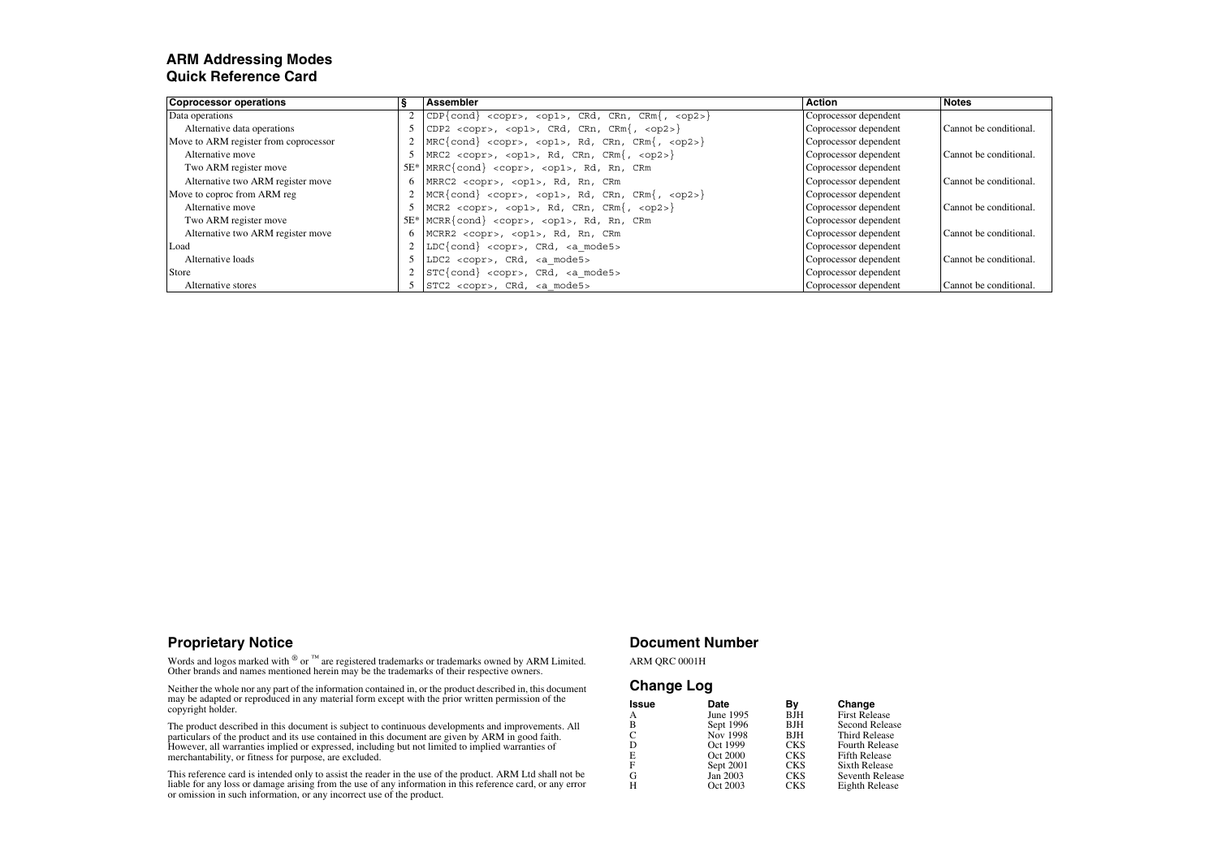# ARM Addressing Modes Quick Reference Card

| Coprocessor operations | § | Assembler | Action | Notes |
|---|---|---|---|---|
| Data operations | 2 | CDP{cond} <copr>, <op1>, CRd, CRn, CRm{, <op2>} | Coprocessor dependent | |
| Alternative data operations | 5 | CDP2 <copr>, <op1>, CRd, CRn, CRm{, <op2>} | Coprocessor dependent | Cannot be conditional. |
| Move to ARM register from coprocessor | 2 | MRC{cond} <copr>, <op1>, Rd, CRn, CRm{, <op2>} | Coprocessor dependent | |
| Alternative move | 5 | MRC2 <copr>, <op1>, Rd, CRn, CRm{, <op2>} | Coprocessor dependent | Cannot be conditional. |
| Two ARM register move | 5E* | MRRC{cond} <copr>, <op1>, Rd, Rn, CRm | Coprocessor dependent | |
| Alternative two ARM register move | 6 | MRRC2 <copr>, <op1>, Rd, Rn, CRm | Coprocessor dependent | Cannot be conditional. |
| Move to coproc from ARM reg | 2 | MCR{cond} <copr>, <op1>, Rd, CRn, CRm{, <op2>} | Coprocessor dependent | |
| Alternative move | 5 | MCR2 <copr>, <op1>, Rd, CRn, CRm{, <op2>} | Coprocessor dependent | Cannot be conditional. |
| Two ARM register move | 5E* | MCRR{cond} <copr>, <op1>, Rd, Rn, CRm | Coprocessor dependent | |
| Alternative two ARM register move | 6 | MCRR2 <copr>, <op1>, Rd, Rn, CRm | Coprocessor dependent | Cannot be conditional. |
| Load | 2 | LDC{cond} <copr>, CRd, <a_mode5> | Coprocessor dependent | |
| Alternative loads | 5 | LDC2 <copr>, CRd, <a_mode5> | Coprocessor dependent | Cannot be conditional. |
| Store | 2 | STC{cond} <copr>, CRd, <a_mode5> | Coprocessor dependent | |
| Alternative stores | 5 | STC2 <copr>, CRd, <a_mode5> | Coprocessor dependent | Cannot be conditional. |

## Proprietary Notice

Words and logos marked with ® or ™ are registered trademarks or trademarks owned by ARM Limited. Other brands and names mentioned herein may be the trademarks of their respective owners.

Neither the whole nor any part of the information contained in, or the product described in, this document may be adapted or reproduced in any material form except with the prior written permission of the copyright holder.

The product described in this document is subject to continuous developments and improvements. All particulars of the product and its use contained in this document are given by ARM in good faith. However, all warranties implied or expressed, including but not limited to implied warranties of merchantability, or fitness for purpose, are excluded.

This reference card is intended only to assist the reader in the use of the product. ARM Ltd shall not be liable for any loss or damage arising from the use of any information in this reference card, or any error or omission in such information, or any incorrect use of the product.

## Document Number

ARM QRC 0001H

## Change Log

| Issue | Date | By | Change |
|---|---|---|---|
| A | June 1995 | BJH | First Release |
| B | Sept 1996 | BJH | Second Release |
| C | Nov 1998 | BJH | Third Release |
| D | Oct 1999 | CKS | Fourth Release |
| E | Oct 2000 | CKS | Fifth Release |
| F | Sept 2001 | CKS | Sixth Release |
| G | Jan 2003 | CKS | Seventh Release |
| H | Oct 2003 | CKS | Eighth Release |